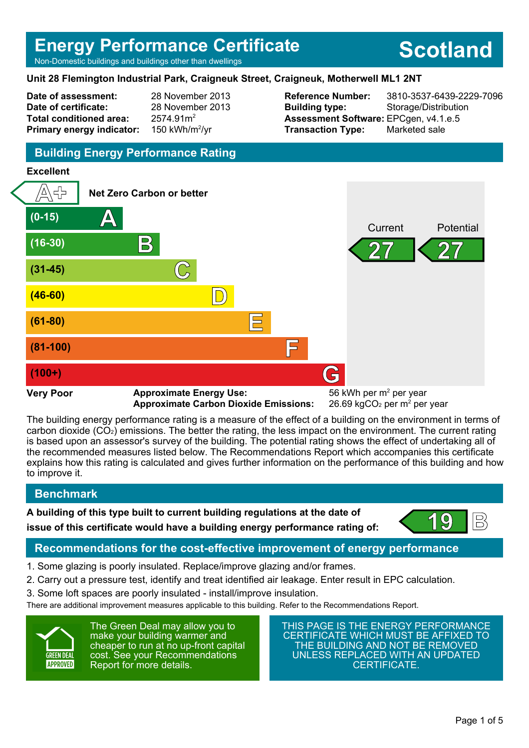# Energy Performance Certificate

Non-Domestic buildings and buildings other than dwellings

**Scotland**

**Unit 28 Flemington Industrial Park, Craigneuk Street, Craigneuk, Motherwell ML1 2NT**

| | | | |
|---|---|---|---|
| **Date of assessment:** | 28 November 2013 | **Reference Number:** | 3810-3537-6439-2229-7096 |
| **Date of certificate:** | 28 November 2013 | **Building type:** | Storage/Distribution |
| **Total conditioned area:** | 2574.91m$^2$ | **Assessment Software:** | EPCgen, v4.1.e.5 |
| **Primary energy indicator:** | 150 kWh/m$^2$/yr | **Transaction Type:** | Marketed sale |

## Building Energy Performance Rating

**Excellent**

| Band | Rating | Current | Potential |
|---|---|---|---|
| Net Zero Carbon or better | A+ | | |
| (0-15) | A | | |
| (16-30) | B | 27 | 27 |
| (31-45) | C | | |
| (46-60) | D | | |
| (61-80) | E | | |
| (81-100) | F | | |
| (100+) | G | | |

**Very Poor**

**Approximate Energy Use:** 56 kWh per m$^2$ per year

**Approximate Carbon Dioxide Emissions:** 26.69 kg$CO_2$ per m$^2$ per year

The building energy performance rating is a measure of the effect of a building on the environment in terms of carbon dioxide ($CO_2$) emissions. The better the rating, the less impact on the environment. The current rating is based upon an assessor's survey of the building. The potential rating shows the effect of undertaking all of the recommended measures listed below. The Recommendations Report which accompanies this certificate explains how this rating is calculated and gives further information on the performance of this building and how to improve it.

## Benchmark

**A building of this type built to current building regulations at the date of issue of this certificate would have a building energy performance rating of:** 19 B

## Recommendations for the cost-effective improvement of energy performance

1. Some glazing is poorly insulated. Replace/improve glazing and/or frames.
2. Carry out a pressure test, identify and treat identified air leakage. Enter result in EPC calculation.
3. Some loft spaces are poorly insulated - install/improve insulation.

There are additional improvement measures applicable to this building. Refer to the Recommendations Report.

GREEN DEAL APPROVED

The Green Deal may allow you to make your building warmer and cheaper to run at no up-front capital cost. See your Recommendations Report for more details.

THIS PAGE IS THE ENERGY PERFORMANCE CERTIFICATE WHICH MUST BE AFFIXED TO THE BUILDING AND NOT BE REMOVED UNLESS REPLACED WITH AN UPDATED CERTIFICATE.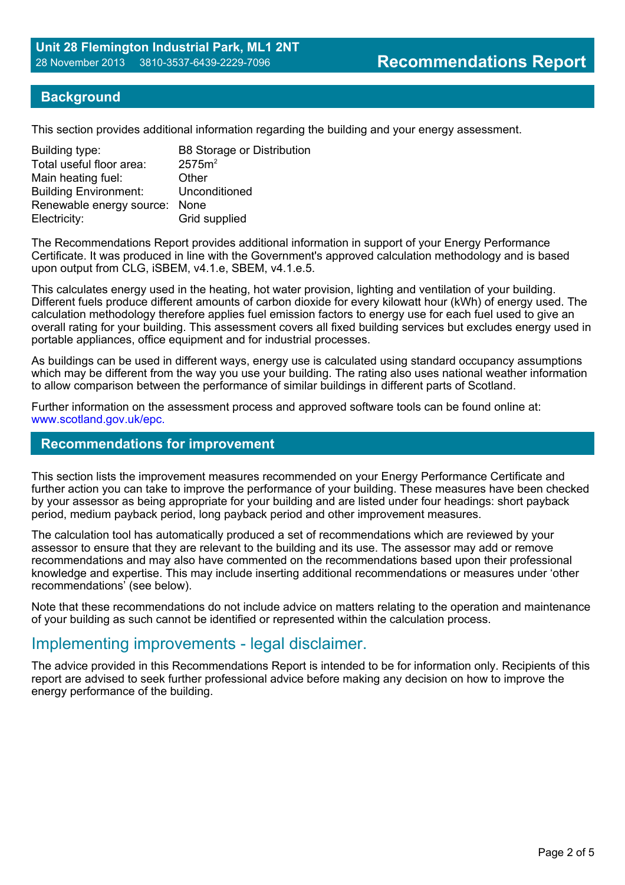**Unit 28 Flemington Industrial Park, ML1 2NT**
28 November 2013    3810-3537-6439-2229-7096

# Recommendations Report

## Background

This section provides additional information regarding the building and your energy assessment.

| | |
|---|---|
| Building type: | B8 Storage or Distribution |
| Total useful floor area: | $2575m^2$ |
| Main heating fuel: | Other |
| Building Environment: | Unconditioned |
| Renewable energy source: | None |
| Electricity: | Grid supplied |

The Recommendations Report provides additional information in support of your Energy Performance Certificate. It was produced in line with the Government's approved calculation methodology and is based upon output from CLG, iSBEM, v4.1.e, SBEM, v4.1.e.5.

This calculates energy used in the heating, hot water provision, lighting and ventilation of your building. Different fuels produce different amounts of carbon dioxide for every kilowatt hour (kWh) of energy used. The calculation methodology therefore applies fuel emission factors to energy use for each fuel used to give an overall rating for your building. This assessment covers all fixed building services but excludes energy used in portable appliances, office equipment and for industrial processes.

As buildings can be used in different ways, energy use is calculated using standard occupancy assumptions which may be different from the way you use your building. The rating also uses national weather information to allow comparison between the performance of similar buildings in different parts of Scotland.

Further information on the assessment process and approved software tools can be found online at: www.scotland.gov.uk/epc.

## Recommendations for improvement

This section lists the improvement measures recommended on your Energy Performance Certificate and further action you can take to improve the performance of your building. These measures have been checked by your assessor as being appropriate for your building and are listed under four headings: short payback period, medium payback period, long payback period and other improvement measures.

The calculation tool has automatically produced a set of recommendations which are reviewed by your assessor to ensure that they are relevant to the building and its use. The assessor may add or remove recommendations and may also have commented on the recommendations based upon their professional knowledge and expertise. This may include inserting additional recommendations or measures under 'other recommendations' (see below).

Note that these recommendations do not include advice on matters relating to the operation and maintenance of your building as such cannot be identified or represented within the calculation process.

## Implementing improvements - legal disclaimer.

The advice provided in this Recommendations Report is intended to be for information only. Recipients of this report are advised to seek further professional advice before making any decision on how to improve the energy performance of the building.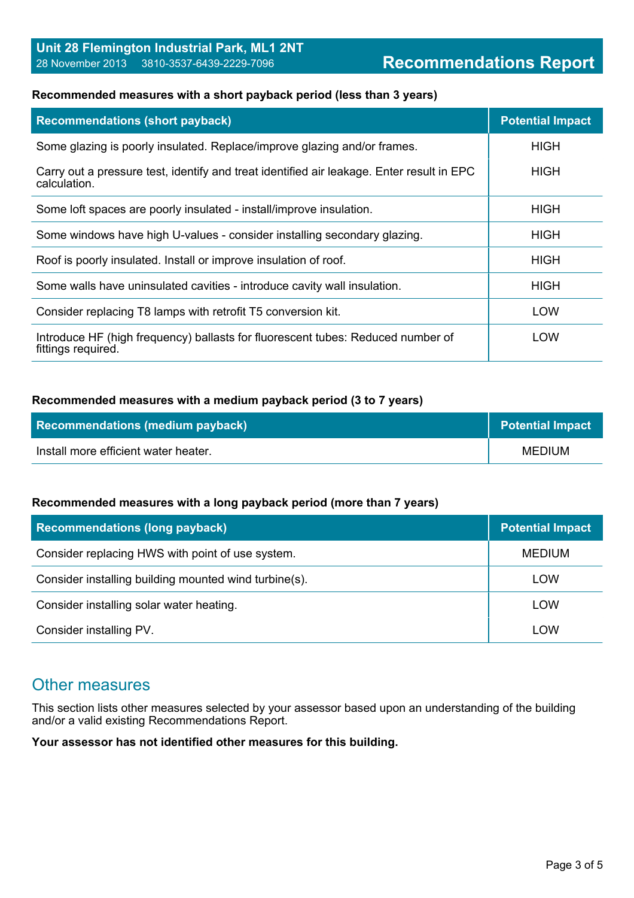**Recommended measures with a short payback period (less than 3 years)**

| Recommendations (short payback) | Potential Impact |
| --- | --- |
| Some glazing is poorly insulated. Replace/improve glazing and/or frames. | HIGH |
| Carry out a pressure test, identify and treat identified air leakage. Enter result in EPC calculation. | HIGH |
| Some loft spaces are poorly insulated - install/improve insulation. | HIGH |
| Some windows have high U-values - consider installing secondary glazing. | HIGH |
| Roof is poorly insulated. Install or improve insulation of roof. | HIGH |
| Some walls have uninsulated cavities - introduce cavity wall insulation. | HIGH |
| Consider replacing T8 lamps with retrofit T5 conversion kit. | LOW |
| Introduce HF (high frequency) ballasts for fluorescent tubes: Reduced number of fittings required. | LOW |

**Recommended measures with a medium payback period (3 to 7 years)**

| Recommendations (medium payback) | Potential Impact |
| --- | --- |
| Install more efficient water heater. | MEDIUM |

**Recommended measures with a long payback period (more than 7 years)**

| Recommendations (long payback) | Potential Impact |
| --- | --- |
| Consider replacing HWS with point of use system. | MEDIUM |
| Consider installing building mounted wind turbine(s). | LOW |
| Consider installing solar water heating. | LOW |
| Consider installing PV. | LOW |

## Other measures

This section lists other measures selected by your assessor based upon an understanding of the building and/or a valid existing Recommendations Report.

**Your assessor has not identified other measures for this building.**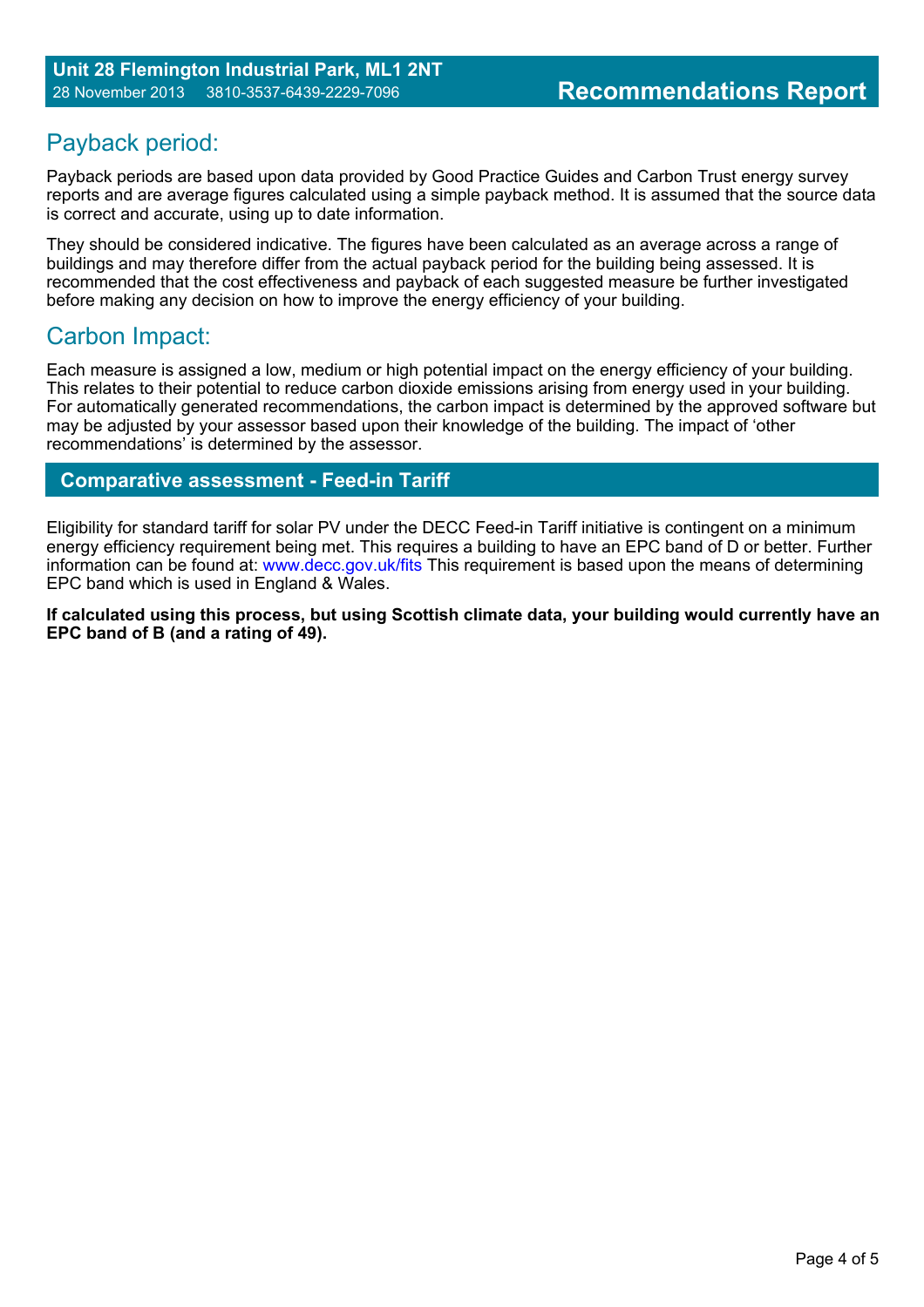## Payback period:

Payback periods are based upon data provided by Good Practice Guides and Carbon Trust energy survey reports and are average figures calculated using a simple payback method. It is assumed that the source data is correct and accurate, using up to date information.

They should be considered indicative. The figures have been calculated as an average across a range of buildings and may therefore differ from the actual payback period for the building being assessed. It is recommended that the cost effectiveness and payback of each suggested measure be further investigated before making any decision on how to improve the energy efficiency of your building.

## Carbon Impact:

Each measure is assigned a low, medium or high potential impact on the energy efficiency of your building. This relates to their potential to reduce carbon dioxide emissions arising from energy used in your building. For automatically generated recommendations, the carbon impact is determined by the approved software but may be adjusted by your assessor based upon their knowledge of the building. The impact of 'other recommendations' is determined by the assessor.

## Comparative assessment - Feed-in Tariff

Eligibility for standard tariff for solar PV under the DECC Feed-in Tariff initiative is contingent on a minimum energy efficiency requirement being met. This requires a building to have an EPC band of D or better. Further information can be found at: www.decc.gov.uk/fits This requirement is based upon the means of determining EPC band which is used in England & Wales.

**If calculated using this process, but using Scottish climate data, your building would currently have an EPC band of B (and a rating of 49).**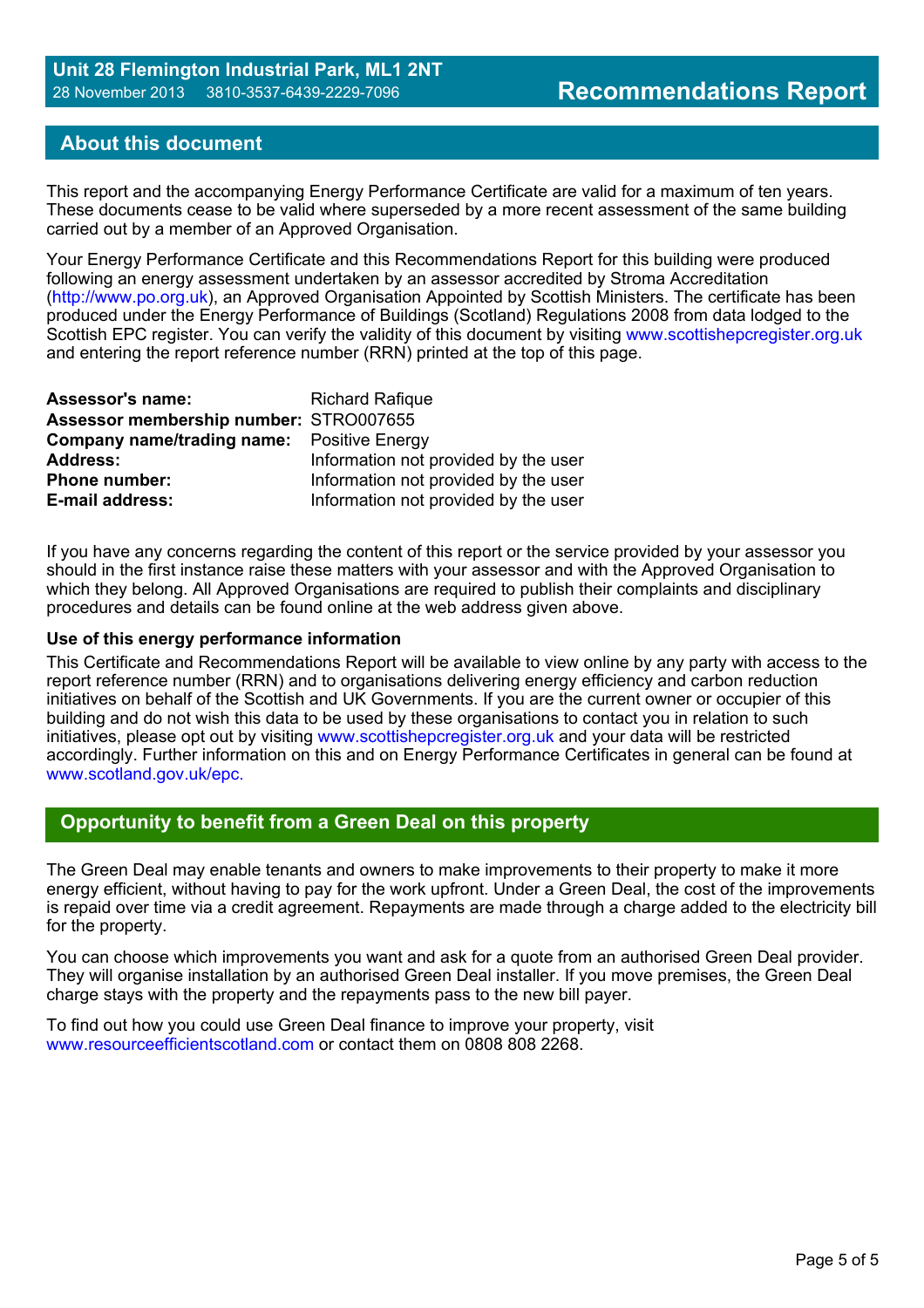## About this document

This report and the accompanying Energy Performance Certificate are valid for a maximum of ten years. These documents cease to be valid where superseded by a more recent assessment of the same building carried out by a member of an Approved Organisation.

Your Energy Performance Certificate and this Recommendations Report for this building were produced following an energy assessment undertaken by an assessor accredited by Stroma Accreditation (http://www.po.org.uk), an Approved Organisation Appointed by Scottish Ministers. The certificate has been produced under the Energy Performance of Buildings (Scotland) Regulations 2008 from data lodged to the Scottish EPC register. You can verify the validity of this document by visiting www.scottishepcregister.org.uk and entering the report reference number (RRN) printed at the top of this page.

| | |
|---|---|
| **Assessor's name:** | Richard Rafique |
| **Assessor membership number:** | STRO007655 |
| **Company name/trading name:** | Positive Energy |
| **Address:** | Information not provided by the user |
| **Phone number:** | Information not provided by the user |
| **E-mail address:** | Information not provided by the user |

If you have any concerns regarding the content of this report or the service provided by your assessor you should in the first instance raise these matters with your assessor and with the Approved Organisation to which they belong. All Approved Organisations are required to publish their complaints and disciplinary procedures and details can be found online at the web address given above.

**Use of this energy performance information**

This Certificate and Recommendations Report will be available to view online by any party with access to the report reference number (RRN) and to organisations delivering energy efficiency and carbon reduction initiatives on behalf of the Scottish and UK Governments. If you are the current owner or occupier of this building and do not wish this data to be used by these organisations to contact you in relation to such initiatives, please opt out by visiting www.scottishepcregister.org.uk and your data will be restricted accordingly. Further information on this and on Energy Performance Certificates in general can be found at www.scotland.gov.uk/epc.

## Opportunity to benefit from a Green Deal on this property

The Green Deal may enable tenants and owners to make improvements to their property to make it more energy efficient, without having to pay for the work upfront. Under a Green Deal, the cost of the improvements is repaid over time via a credit agreement. Repayments are made through a charge added to the electricity bill for the property.

You can choose which improvements you want and ask for a quote from an authorised Green Deal provider. They will organise installation by an authorised Green Deal installer. If you move premises, the Green Deal charge stays with the property and the repayments pass to the new bill payer.

To find out how you could use Green Deal finance to improve your property, visit www.resourceefficientscotland.com or contact them on 0808 808 2268.